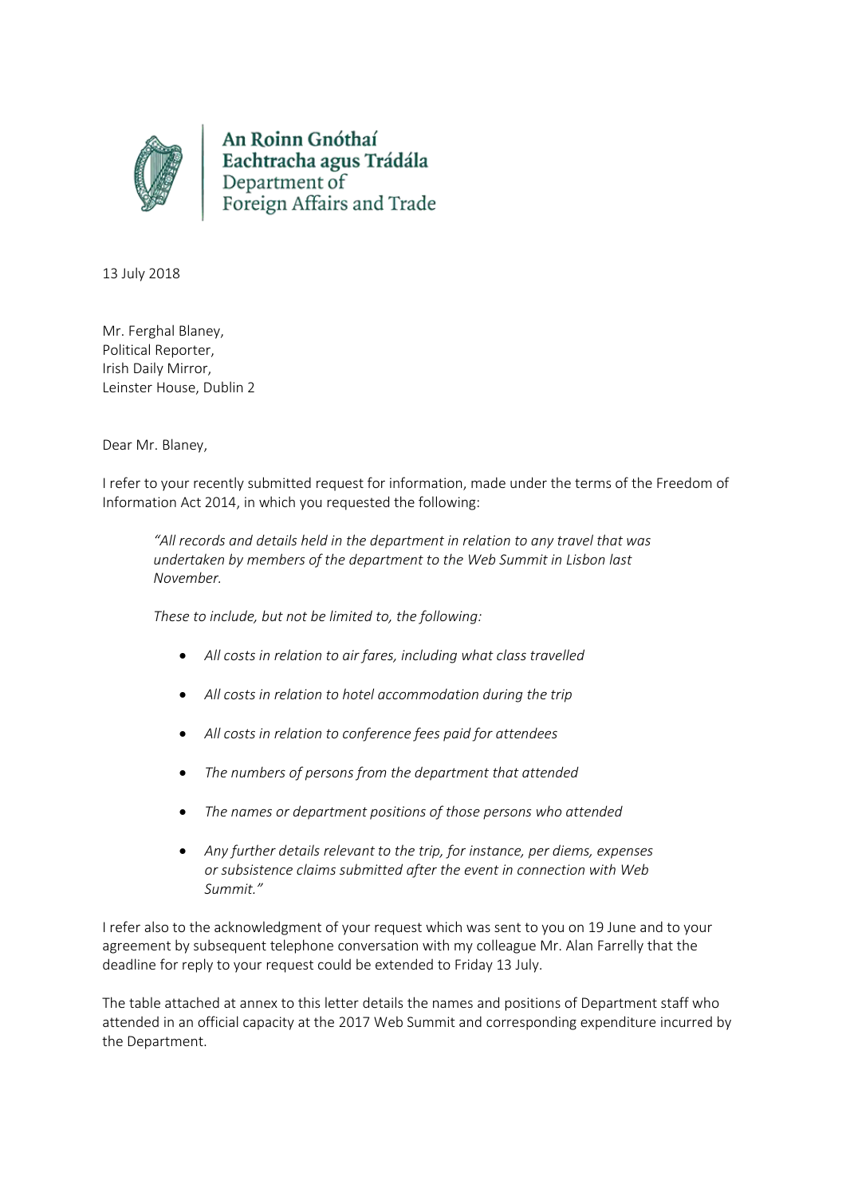An Roinn Gnóthaí Eachtracha agus Trádála
Department of Foreign Affairs and Trade

13 July 2018

Mr. Ferghal Blaney,
Political Reporter,
Irish Daily Mirror,
Leinster House, Dublin 2

Dear Mr. Blaney,

I refer to your recently submitted request for information, made under the terms of the Freedom of Information Act 2014, in which you requested the following:

> *"All records and details held in the department in relation to any travel that was undertaken by members of the department to the Web Summit in Lisbon last November.*
>
> *These to include, but not be limited to, the following:*
>
> - *All costs in relation to air fares, including what class travelled*
> - *All costs in relation to hotel accommodation during the trip*
> - *All costs in relation to conference fees paid for attendees*
> - *The numbers of persons from the department that attended*
> - *The names or department positions of those persons who attended*
> - *Any further details relevant to the trip, for instance, per diems, expenses or subsistence claims submitted after the event in connection with Web Summit."*

I refer also to the acknowledgment of your request which was sent to you on 19 June and to your agreement by subsequent telephone conversation with my colleague Mr. Alan Farrelly that the deadline for reply to your request could be extended to Friday 13 July.

The table attached at annex to this letter details the names and positions of Department staff who attended in an official capacity at the 2017 Web Summit and corresponding expenditure incurred by the Department.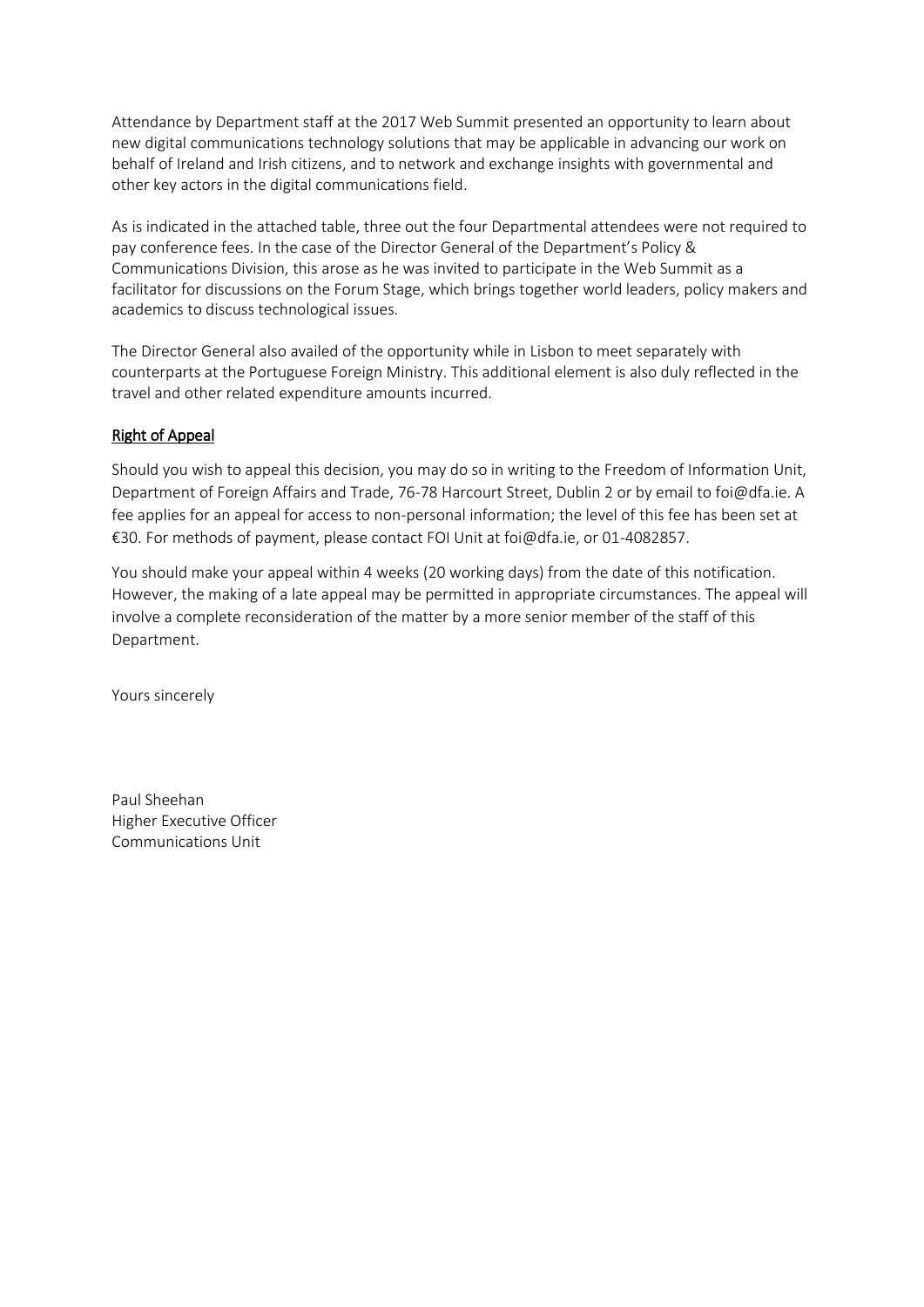Attendance by Department staff at the 2017 Web Summit presented an opportunity to learn about new digital communications technology solutions that may be applicable in advancing our work on behalf of Ireland and Irish citizens, and to network and exchange insights with governmental and other key actors in the digital communications field.

As is indicated in the attached table, three out the four Departmental attendees were not required to pay conference fees. In the case of the Director General of the Department's Policy & Communications Division, this arose as he was invited to participate in the Web Summit as a facilitator for discussions on the Forum Stage, which brings together world leaders, policy makers and academics to discuss technological issues.

The Director General also availed of the opportunity while in Lisbon to meet separately with counterparts at the Portuguese Foreign Ministry. This additional element is also duly reflected in the travel and other related expenditure amounts incurred.

## Right of Appeal

Should you wish to appeal this decision, you may do so in writing to the Freedom of Information Unit, Department of Foreign Affairs and Trade, 76-78 Harcourt Street, Dublin 2 or by email to foi@dfa.ie. A fee applies for an appeal for access to non-personal information; the level of this fee has been set at €30. For methods of payment, please contact FOI Unit at foi@dfa.ie, or 01-4082857.

You should make your appeal within 4 weeks (20 working days) from the date of this notification. However, the making of a late appeal may be permitted in appropriate circumstances. The appeal will involve a complete reconsideration of the matter by a more senior member of the staff of this Department.

Yours sincerely

Paul Sheehan
Higher Executive Officer
Communications Unit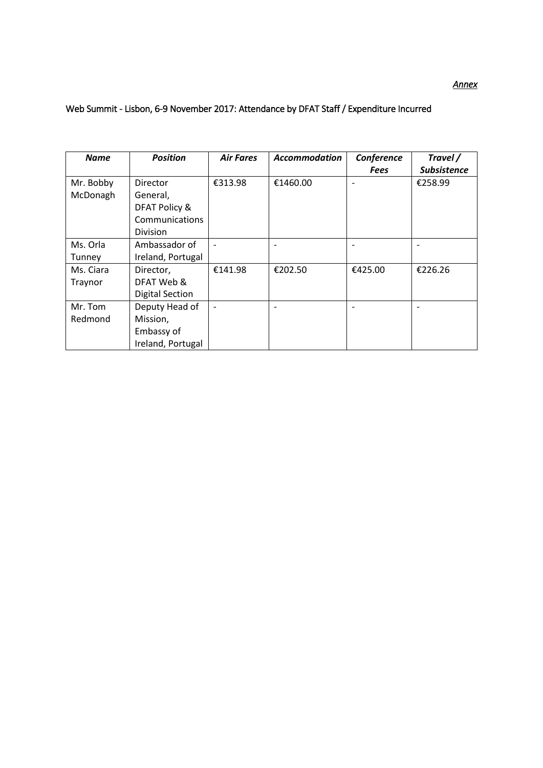*Annex*

Web Summit - Lisbon, 6-9 November 2017: Attendance by DFAT Staff / Expenditure Incurred

| *Name* | *Position* | *Air Fares* | *Accommodation* | *Conference Fees* | *Travel / Subsistence* |
|---|---|---|---|---|---|
| Mr. Bobby McDonagh | Director General, DFAT Policy & Communications Division | €313.98 | €1460.00 | - | €258.99 |
| Ms. Orla Tunney | Ambassador of Ireland, Portugal | - | - | - | - |
| Ms. Ciara Traynor | Director, DFAT Web & Digital Section | €141.98 | €202.50 | €425.00 | €226.26 |
| Mr. Tom Redmond | Deputy Head of Mission, Embassy of Ireland, Portugal | - | - | - | - |